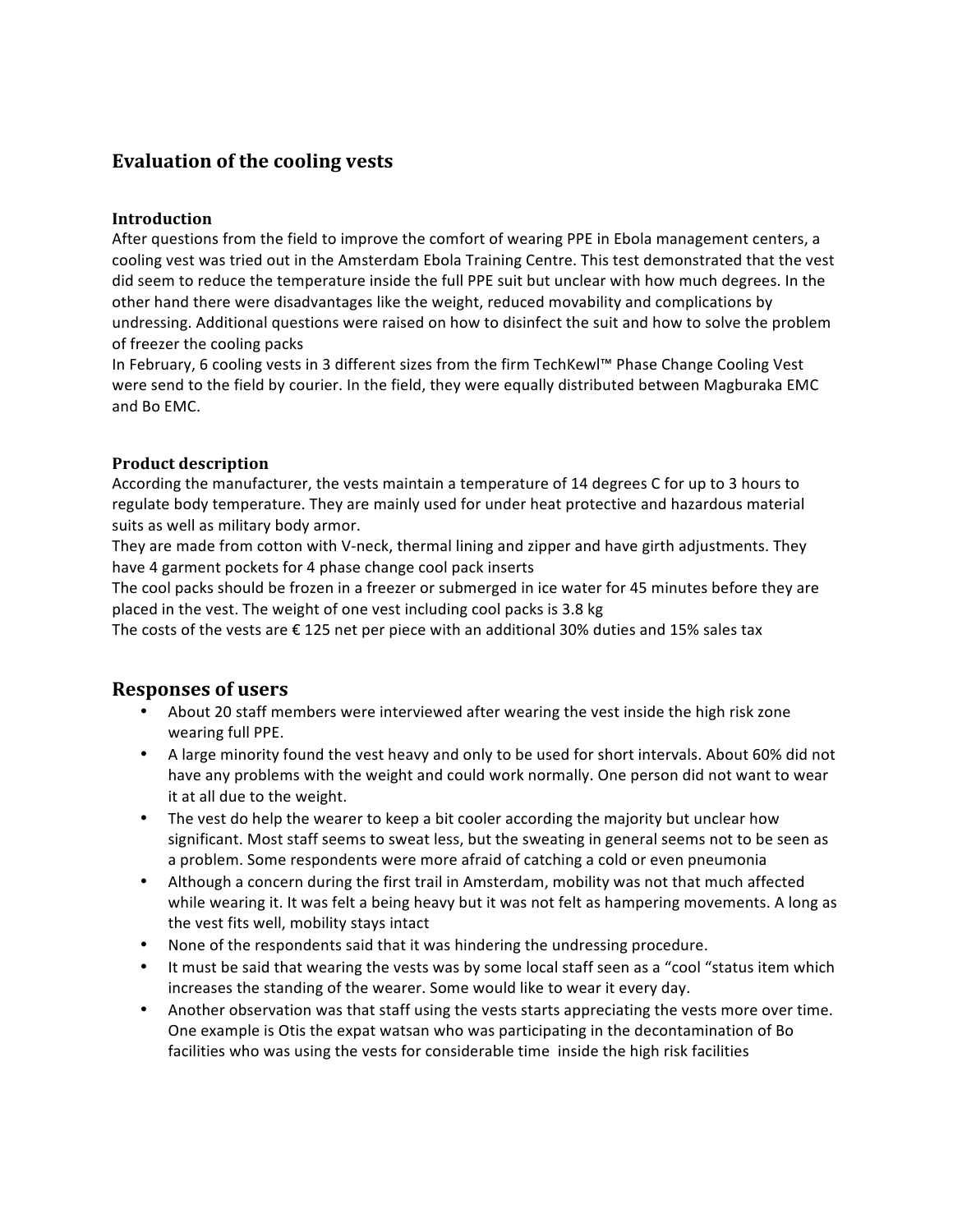## Evaluation of the cooling vests

### Introduction

After questions from the field to improve the comfort of wearing PPE in Ebola management centers, a cooling vest was tried out in the Amsterdam Ebola Training Centre. This test demonstrated that the vest did seem to reduce the temperature inside the full PPE suit but unclear with how much degrees. In the other hand there were disadvantages like the weight, reduced movability and complications by undressing. Additional questions were raised on how to disinfect the suit and how to solve the problem of freezer the cooling packs

In February, 6 cooling vests in 3 different sizes from the firm TechKewl™ Phase Change Cooling Vest were send to the field by courier. In the field, they were equally distributed between Magburaka EMC and Bo EMC.

### Product description

According the manufacturer, the vests maintain a temperature of 14 degrees C for up to 3 hours to regulate body temperature. They are mainly used for under heat protective and hazardous material suits as well as military body armor.

They are made from cotton with V-neck, thermal lining and zipper and have girth adjustments. They have 4 garment pockets for 4 phase change cool pack inserts

The cool packs should be frozen in a freezer or submerged in ice water for 45 minutes before they are placed in the vest. The weight of one vest including cool packs is 3.8 kg

The costs of the vests are € 125 net per piece with an additional 30% duties and 15% sales tax

## Responses of users

- About 20 staff members were interviewed after wearing the vest inside the high risk zone wearing full PPE.
- A large minority found the vest heavy and only to be used for short intervals. About 60% did not have any problems with the weight and could work normally. One person did not want to wear it at all due to the weight.
- The vest do help the wearer to keep a bit cooler according the majority but unclear how significant. Most staff seems to sweat less, but the sweating in general seems not to be seen as a problem. Some respondents were more afraid of catching a cold or even pneumonia
- Although a concern during the first trail in Amsterdam, mobility was not that much affected while wearing it. It was felt a being heavy but it was not felt as hampering movements. A long as the vest fits well, mobility stays intact
- None of the respondents said that it was hindering the undressing procedure.
- It must be said that wearing the vests was by some local staff seen as a "cool "status item which increases the standing of the wearer. Some would like to wear it every day.
- Another observation was that staff using the vests starts appreciating the vests more over time. One example is Otis the expat watsan who was participating in the decontamination of Bo facilities who was using the vests for considerable time inside the high risk facilities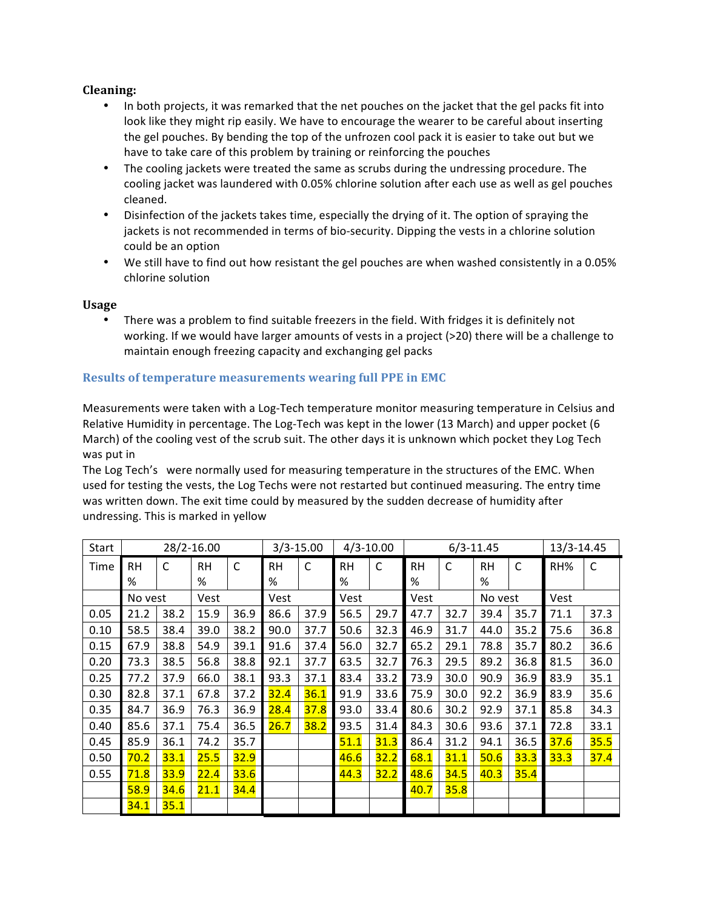**Cleaning:**

- In both projects, it was remarked that the net pouches on the jacket that the gel packs fit into look like they might rip easily. We have to encourage the wearer to be careful about inserting the gel pouches. By bending the top of the unfrozen cool pack it is easier to take out but we have to take care of this problem by training or reinforcing the pouches
- The cooling jackets were treated the same as scrubs during the undressing procedure. The cooling jacket was laundered with 0.05% chlorine solution after each use as well as gel pouches cleaned.
- Disinfection of the jackets takes time, especially the drying of it. The option of spraying the jackets is not recommended in terms of bio-security. Dipping the vests in a chlorine solution could be an option
- We still have to find out how resistant the gel pouches are when washed consistently in a 0.05% chlorine solution

**Usage**

- There was a problem to find suitable freezers in the field. With fridges it is definitely not working. If we would have larger amounts of vests in a project (>20) there will be a challenge to maintain enough freezing capacity and exchanging gel packs

### Results of temperature measurements wearing full PPE in EMC

Measurements were taken with a Log-Tech temperature monitor measuring temperature in Celsius and Relative Humidity in percentage. The Log-Tech was kept in the lower (13 March) and upper pocket (6 March) of the cooling vest of the scrub suit. The other days it is unknown which pocket they Log Tech was put in

The Log Tech's were normally used for measuring temperature in the structures of the EMC. When used for testing the vests, the Log Techs were not restarted but continued measuring. The entry time was written down. The exit time could by measured by the sudden decrease of humidity after undressing. This is marked in yellow

| Start | 28/2-16.00 | | | | 3/3-15.00 | | 4/3-10.00 | | 6/3-11.45 | | | | 13/3-14.45 | |
|---|---|---|---|---|---|---|---|---|---|---|---|---|---|---|
| Time | RH % | C | RH % | C | RH % | C | RH % | C | RH % | C | RH % | C | RH% | C |
| | No vest | | Vest | | Vest | | Vest | | Vest | | No vest | | Vest | |
| 0.05 | 21.2 | 38.2 | 15.9 | 36.9 | 86.6 | 37.9 | 56.5 | 29.7 | 47.7 | 32.7 | 39.4 | 35.7 | 71.1 | 37.3 |
| 0.10 | 58.5 | 38.4 | 39.0 | 38.2 | 90.0 | 37.7 | 50.6 | 32.3 | 46.9 | 31.7 | 44.0 | 35.2 | 75.6 | 36.8 |
| 0.15 | 67.9 | 38.8 | 54.9 | 39.1 | 91.6 | 37.4 | 56.0 | 32.7 | 65.2 | 29.1 | 78.8 | 35.7 | 80.2 | 36.6 |
| 0.20 | 73.3 | 38.5 | 56.8 | 38.8 | 92.1 | 37.7 | 63.5 | 32.7 | 76.3 | 29.5 | 89.2 | 36.8 | 81.5 | 36.0 |
| 0.25 | 77.2 | 37.9 | 66.0 | 38.1 | 93.3 | 37.1 | 83.4 | 33.2 | 73.9 | 30.0 | 90.9 | 36.9 | 83.9 | 35.1 |
| 0.30 | 82.8 | 37.1 | 67.8 | 37.2 | 32.4 | 36.1 | 91.9 | 33.6 | 75.9 | 30.0 | 92.2 | 36.9 | 83.9 | 35.6 |
| 0.35 | 84.7 | 36.9 | 76.3 | 36.9 | 28.4 | 37.8 | 93.0 | 33.4 | 80.6 | 30.2 | 92.9 | 37.1 | 85.8 | 34.3 |
| 0.40 | 85.6 | 37.1 | 75.4 | 36.5 | 26.7 | 38.2 | 93.5 | 31.4 | 84.3 | 30.6 | 93.6 | 37.1 | 72.8 | 33.1 |
| 0.45 | 85.9 | 36.1 | 74.2 | 35.7 | | | 51.1 | 31.3 | 86.4 | 31.2 | 94.1 | 36.5 | 37.6 | 35.5 |
| 0.50 | 70.2 | 33.1 | 25.5 | 32.9 | | | 46.6 | 32.2 | 68.1 | 31.1 | 50.6 | 33.3 | 33.3 | 37.4 |
| 0.55 | 71.8 | 33.9 | 22.4 | 33.6 | | | 44.3 | 32.2 | 48.6 | 34.5 | 40.3 | 35.4 | | |
| | 58.9 | 34.6 | 21.1 | 34.4 | | | | | 40.7 | 35.8 | | | | |
| | 34.1 | 35.1 | | | | | | | | | | | | |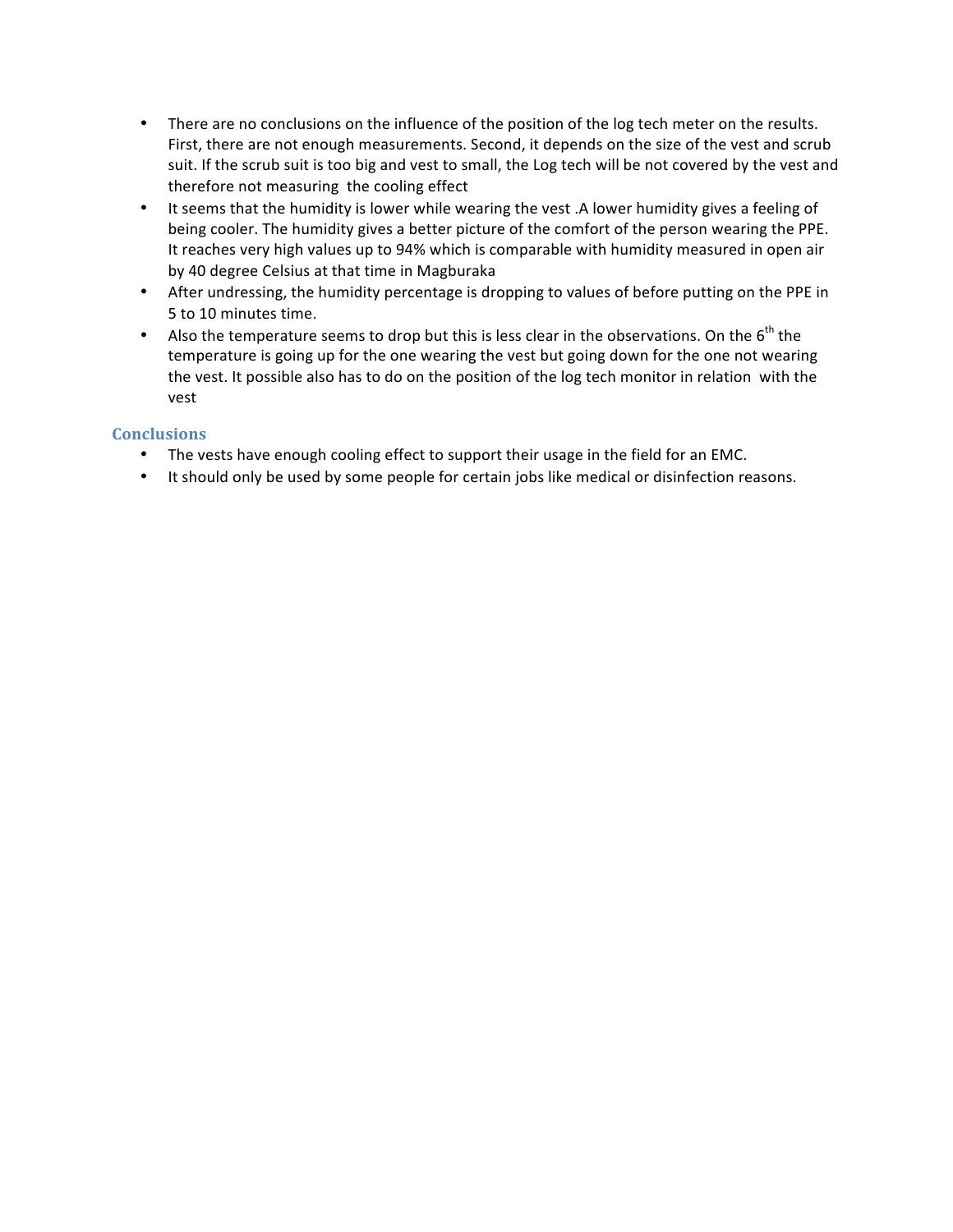- There are no conclusions on the influence of the position of the log tech meter on the results. First, there are not enough measurements. Second, it depends on the size of the vest and scrub suit. If the scrub suit is too big and vest to small, the Log tech will be not covered by the vest and therefore not measuring  the cooling effect
- It seems that the humidity is lower while wearing the vest .A lower humidity gives a feeling of being cooler. The humidity gives a better picture of the comfort of the person wearing the PPE. It reaches very high values up to 94% which is comparable with humidity measured in open air by 40 degree Celsius at that time in Magburaka
- After undressing, the humidity percentage is dropping to values of before putting on the PPE in 5 to 10 minutes time.
- Also the temperature seems to drop but this is less clear in the observations. On the 6th the temperature is going up for the one wearing the vest but going down for the one not wearing the vest. It possible also has to do on the position of the log tech monitor in relation  with the vest

## Conclusions

- The vests have enough cooling effect to support their usage in the field for an EMC.
- It should only be used by some people for certain jobs like medical or disinfection reasons.